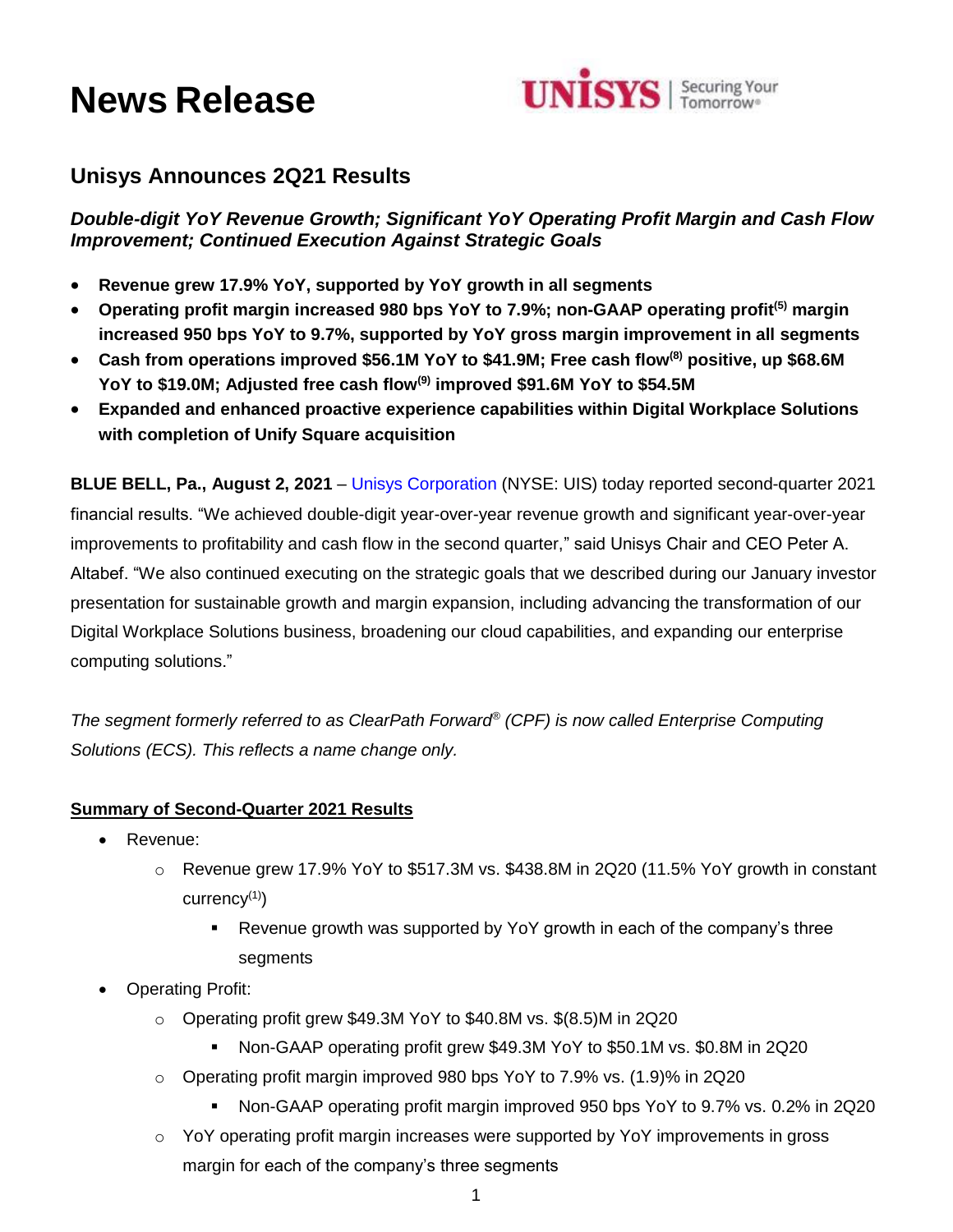# News Release

UNISYS | Securing Your Tomorrow®

## Unisys Announces 2Q21 Results

***Double-digit YoY Revenue Growth; Significant YoY Operating Profit Margin and Cash Flow Improvement; Continued Execution Against Strategic Goals***

- **Revenue grew 17.9% YoY, supported by YoY growth in all segments**
- **Operating profit margin increased 980 bps YoY to 7.9%; non-GAAP operating profit[5] margin increased 950 bps YoY to 9.7%, supported by YoY gross margin improvement in all segments**
- **Cash from operations improved $56.1M YoY to $41.9M; Free cash flow[8] positive, up $68.6M YoY to $19.0M; Adjusted free cash flow[9] improved $91.6M YoY to $54.5M**
- **Expanded and enhanced proactive experience capabilities within Digital Workplace Solutions with completion of Unify Square acquisition**

**BLUE BELL, Pa., August 2, 2021** – Unisys Corporation (NYSE: UIS) today reported second-quarter 2021 financial results. "We achieved double-digit year-over-year revenue growth and significant year-over-year improvements to profitability and cash flow in the second quarter," said Unisys Chair and CEO Peter A. Altabef. "We also continued executing on the strategic goals that we described during our January investor presentation for sustainable growth and margin expansion, including advancing the transformation of our Digital Workplace Solutions business, broadening our cloud capabilities, and expanding our enterprise computing solutions."

*The segment formerly referred to as ClearPath Forward® (CPF) is now called Enterprise Computing Solutions (ECS). This reflects a name change only.*

**Summary of Second-Quarter 2021 Results**

- Revenue:
  - Revenue grew 17.9% YoY to $517.3M vs. $438.8M in 2Q20 (11.5% YoY growth in constant currency[1])
    - Revenue growth was supported by YoY growth in each of the company's three segments
- Operating Profit:
  - Operating profit grew $49.3M YoY to $40.8M vs. $(8.5)M in 2Q20
    - Non-GAAP operating profit grew $49.3M YoY to $50.1M vs. $0.8M in 2Q20
  - Operating profit margin improved 980 bps YoY to 7.9% vs. (1.9)% in 2Q20
    - Non-GAAP operating profit margin improved 950 bps YoY to 9.7% vs. 0.2% in 2Q20
  - YoY operating profit margin increases were supported by YoY improvements in gross margin for each of the company's three segments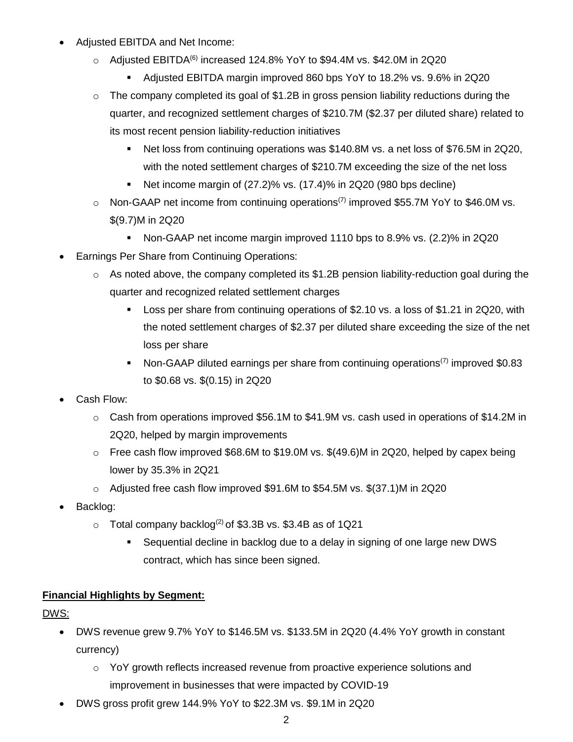- Adjusted EBITDA and Net Income:
  - Adjusted EBITDA[6] increased 124.8% YoY to $94.4M vs. $42.0M in 2Q20
    - Adjusted EBITDA margin improved 860 bps YoY to 18.2% vs. 9.6% in 2Q20
  - The company completed its goal of $1.2B in gross pension liability reductions during the quarter, and recognized settlement charges of $210.7M ($2.37 per diluted share) related to its most recent pension liability-reduction initiatives
    - Net loss from continuing operations was $140.8M vs. a net loss of $76.5M in 2Q20, with the noted settlement charges of $210.7M exceeding the size of the net loss
    - Net income margin of (27.2)% vs. (17.4)% in 2Q20 (980 bps decline)
  - Non-GAAP net income from continuing operations[7] improved $55.7M YoY to $46.0M vs. $(9.7)M in 2Q20
    - Non-GAAP net income margin improved 1110 bps to 8.9% vs. (2.2)% in 2Q20
- Earnings Per Share from Continuing Operations:
  - As noted above, the company completed its $1.2B pension liability-reduction goal during the quarter and recognized related settlement charges
    - Loss per share from continuing operations of $2.10 vs. a loss of $1.21 in 2Q20, with the noted settlement charges of $2.37 per diluted share exceeding the size of the net loss per share
    - Non-GAAP diluted earnings per share from continuing operations[7] improved $0.83 to $0.68 vs. $(0.15) in 2Q20
- Cash Flow:
  - Cash from operations improved $56.1M to $41.9M vs. cash used in operations of $14.2M in 2Q20, helped by margin improvements
  - Free cash flow improved $68.6M to $19.0M vs. $(49.6)M in 2Q20, helped by capex being lower by 35.3% in 2Q21
  - Adjusted free cash flow improved $91.6M to $54.5M vs. $(37.1)M in 2Q20
- Backlog:
  - Total company backlog[2] of $3.3B vs. $3.4B as of 1Q21
    - Sequential decline in backlog due to a delay in signing of one large new DWS contract, which has since been signed.

**Financial Highlights by Segment:**

DWS:

- DWS revenue grew 9.7% YoY to $146.5M vs. $133.5M in 2Q20 (4.4% YoY growth in constant currency)
  - YoY growth reflects increased revenue from proactive experience solutions and improvement in businesses that were impacted by COVID-19
- DWS gross profit grew 144.9% YoY to $22.3M vs. $9.1M in 2Q20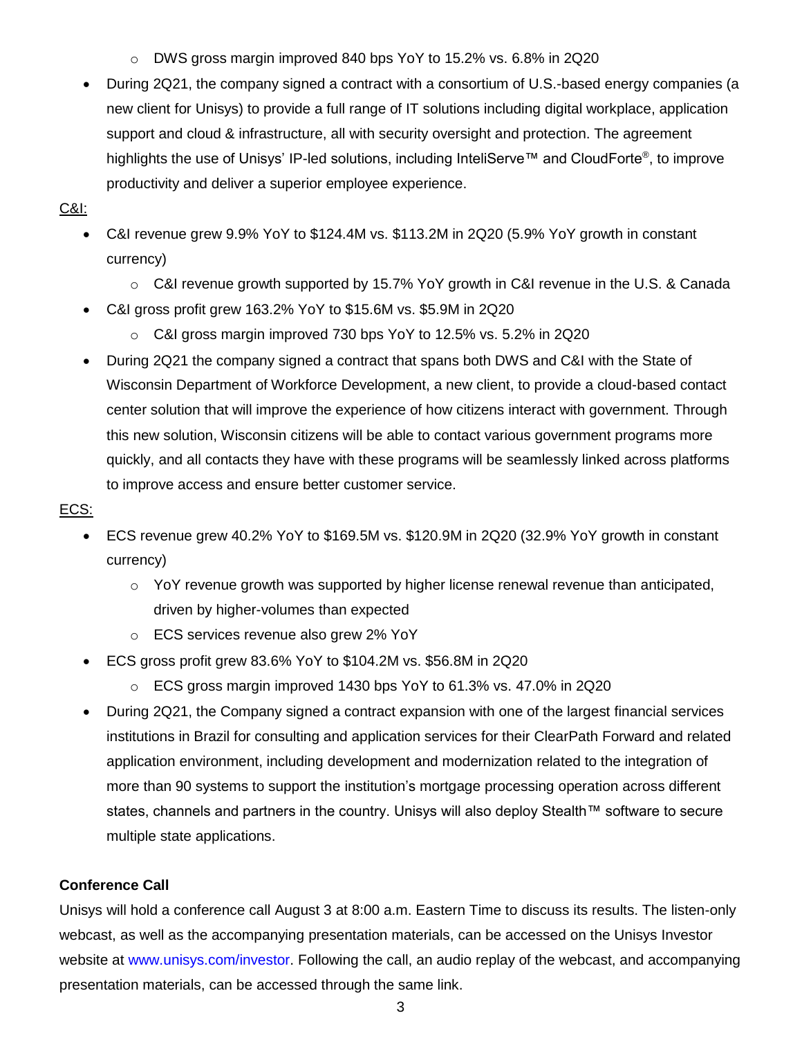- DWS gross margin improved 840 bps YoY to 15.2% vs. 6.8% in 2Q20
- During 2Q21, the company signed a contract with a consortium of U.S.-based energy companies (a new client for Unisys) to provide a full range of IT solutions including digital workplace, application support and cloud & infrastructure, all with security oversight and protection. The agreement highlights the use of Unisys' IP-led solutions, including InteliServe™ and CloudForte®, to improve productivity and deliver a superior employee experience.

C&I:

- C&I revenue grew 9.9% YoY to $124.4M vs. $113.2M in 2Q20 (5.9% YoY growth in constant currency)
    - C&I revenue growth supported by 15.7% YoY growth in C&I revenue in the U.S. & Canada
- C&I gross profit grew 163.2% YoY to $15.6M vs. $5.9M in 2Q20
    - C&I gross margin improved 730 bps YoY to 12.5% vs. 5.2% in 2Q20
- During 2Q21 the company signed a contract that spans both DWS and C&I with the State of Wisconsin Department of Workforce Development, a new client, to provide a cloud-based contact center solution that will improve the experience of how citizens interact with government. Through this new solution, Wisconsin citizens will be able to contact various government programs more quickly, and all contacts they have with these programs will be seamlessly linked across platforms to improve access and ensure better customer service.

ECS:

- ECS revenue grew 40.2% YoY to $169.5M vs. $120.9M in 2Q20 (32.9% YoY growth in constant currency)
    - YoY revenue growth was supported by higher license renewal revenue than anticipated, driven by higher-volumes than expected
    - ECS services revenue also grew 2% YoY
- ECS gross profit grew 83.6% YoY to $104.2M vs. $56.8M in 2Q20
    - ECS gross margin improved 1430 bps YoY to 61.3% vs. 47.0% in 2Q20
- During 2Q21, the Company signed a contract expansion with one of the largest financial services institutions in Brazil for consulting and application services for their ClearPath Forward and related application environment, including development and modernization related to the integration of more than 90 systems to support the institution's mortgage processing operation across different states, channels and partners in the country. Unisys will also deploy Stealth™ software to secure multiple state applications.

**Conference Call**

Unisys will hold a conference call August 3 at 8:00 a.m. Eastern Time to discuss its results. The listen-only webcast, as well as the accompanying presentation materials, can be accessed on the Unisys Investor website at www.unisys.com/investor. Following the call, an audio replay of the webcast, and accompanying presentation materials, can be accessed through the same link.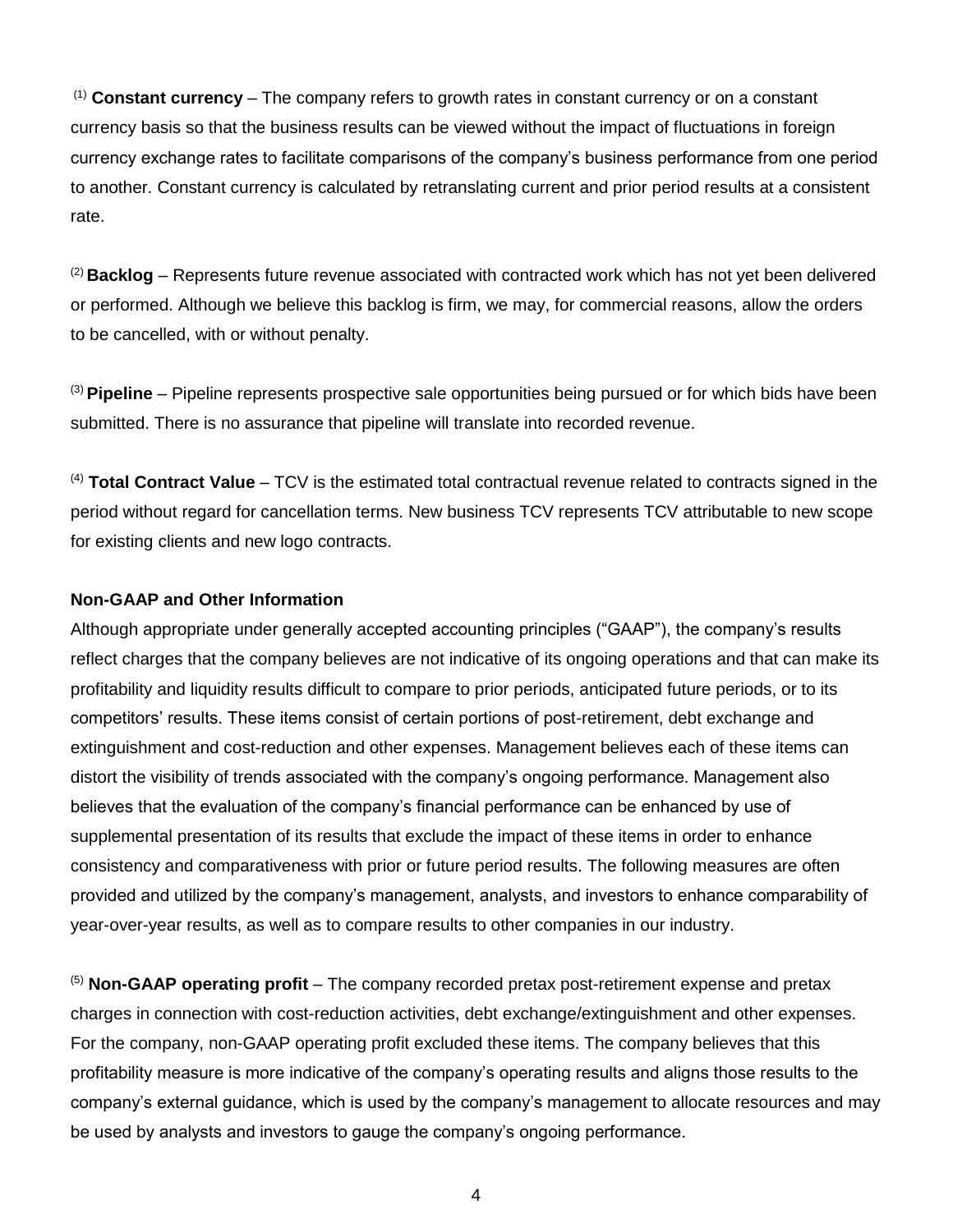[(1)] **Constant currency** – The company refers to growth rates in constant currency or on a constant currency basis so that the business results can be viewed without the impact of fluctuations in foreign currency exchange rates to facilitate comparisons of the company's business performance from one period to another. Constant currency is calculated by retranslating current and prior period results at a consistent rate.

[(2)] **Backlog** – Represents future revenue associated with contracted work which has not yet been delivered or performed. Although we believe this backlog is firm, we may, for commercial reasons, allow the orders to be cancelled, with or without penalty.

[(3)] **Pipeline** – Pipeline represents prospective sale opportunities being pursued or for which bids have been submitted. There is no assurance that pipeline will translate into recorded revenue.

[(4)] **Total Contract Value** – TCV is the estimated total contractual revenue related to contracts signed in the period without regard for cancellation terms. New business TCV represents TCV attributable to new scope for existing clients and new logo contracts.

**Non-GAAP and Other Information**

Although appropriate under generally accepted accounting principles ("GAAP"), the company's results reflect charges that the company believes are not indicative of its ongoing operations and that can make its profitability and liquidity results difficult to compare to prior periods, anticipated future periods, or to its competitors' results. These items consist of certain portions of post-retirement, debt exchange and extinguishment and cost-reduction and other expenses. Management believes each of these items can distort the visibility of trends associated with the company's ongoing performance. Management also believes that the evaluation of the company's financial performance can be enhanced by use of supplemental presentation of its results that exclude the impact of these items in order to enhance consistency and comparativeness with prior or future period results. The following measures are often provided and utilized by the company's management, analysts, and investors to enhance comparability of year-over-year results, as well as to compare results to other companies in our industry.

[(5)] **Non-GAAP operating profit** – The company recorded pretax post-retirement expense and pretax charges in connection with cost-reduction activities, debt exchange/extinguishment and other expenses. For the company, non-GAAP operating profit excluded these items. The company believes that this profitability measure is more indicative of the company's operating results and aligns those results to the company's external guidance, which is used by the company's management to allocate resources and may be used by analysts and investors to gauge the company's ongoing performance.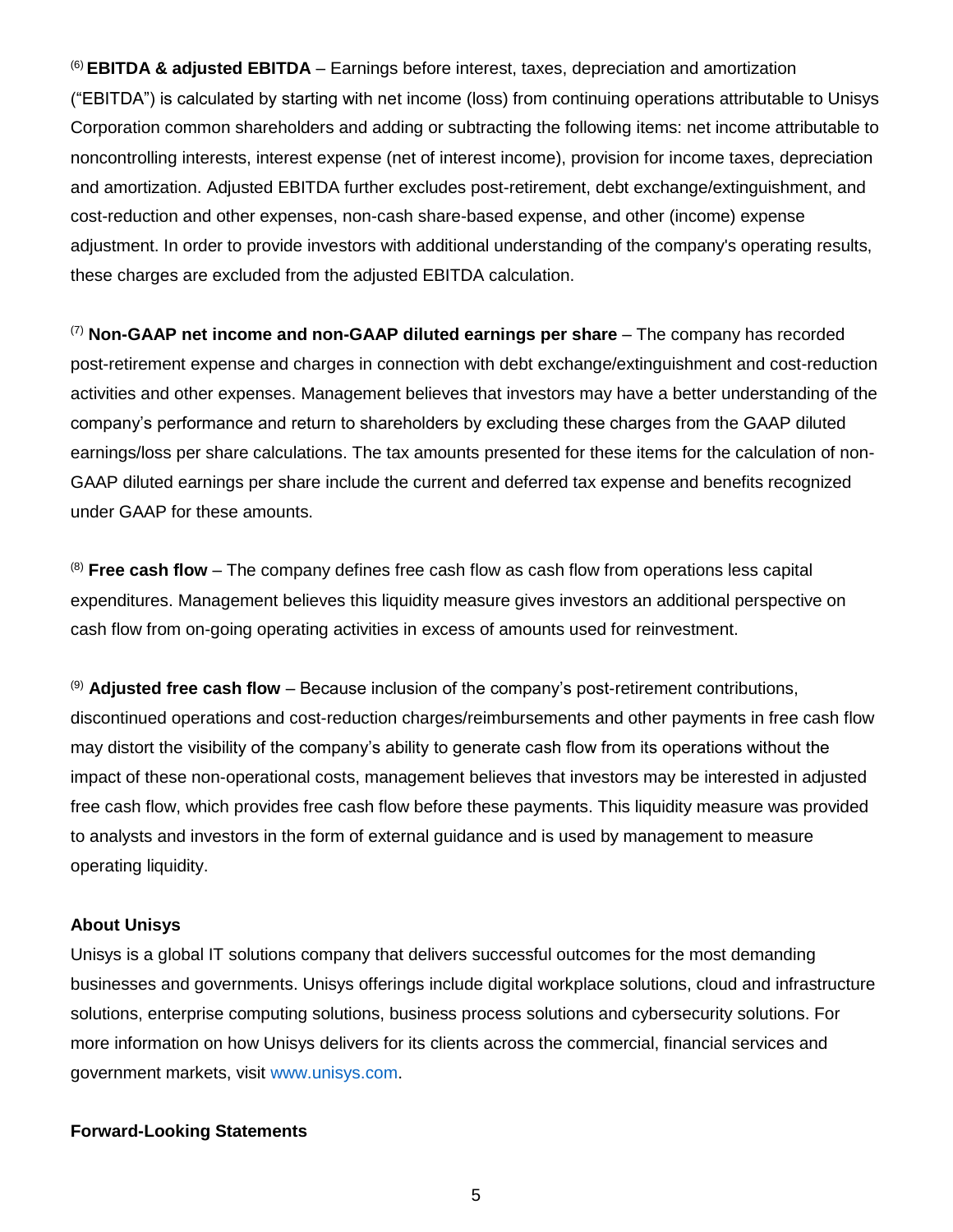[(6)] **EBITDA & adjusted EBITDA** – Earnings before interest, taxes, depreciation and amortization ("EBITDA") is calculated by starting with net income (loss) from continuing operations attributable to Unisys Corporation common shareholders and adding or subtracting the following items: net income attributable to noncontrolling interests, interest expense (net of interest income), provision for income taxes, depreciation and amortization. Adjusted EBITDA further excludes post-retirement, debt exchange/extinguishment, and cost-reduction and other expenses, non-cash share-based expense, and other (income) expense adjustment. In order to provide investors with additional understanding of the company's operating results, these charges are excluded from the adjusted EBITDA calculation.

[(7)] **Non-GAAP net income and non-GAAP diluted earnings per share** – The company has recorded post-retirement expense and charges in connection with debt exchange/extinguishment and cost-reduction activities and other expenses. Management believes that investors may have a better understanding of the company's performance and return to shareholders by excluding these charges from the GAAP diluted earnings/loss per share calculations. The tax amounts presented for these items for the calculation of non-GAAP diluted earnings per share include the current and deferred tax expense and benefits recognized under GAAP for these amounts.

[(8)] **Free cash flow** – The company defines free cash flow as cash flow from operations less capital expenditures. Management believes this liquidity measure gives investors an additional perspective on cash flow from on-going operating activities in excess of amounts used for reinvestment.

[(9)] **Adjusted free cash flow** – Because inclusion of the company's post-retirement contributions, discontinued operations and cost-reduction charges/reimbursements and other payments in free cash flow may distort the visibility of the company's ability to generate cash flow from its operations without the impact of these non-operational costs, management believes that investors may be interested in adjusted free cash flow, which provides free cash flow before these payments. This liquidity measure was provided to analysts and investors in the form of external guidance and is used by management to measure operating liquidity.

**About Unisys**

Unisys is a global IT solutions company that delivers successful outcomes for the most demanding businesses and governments. Unisys offerings include digital workplace solutions, cloud and infrastructure solutions, enterprise computing solutions, business process solutions and cybersecurity solutions. For more information on how Unisys delivers for its clients across the commercial, financial services and government markets, visit www.unisys.com.

**Forward-Looking Statements**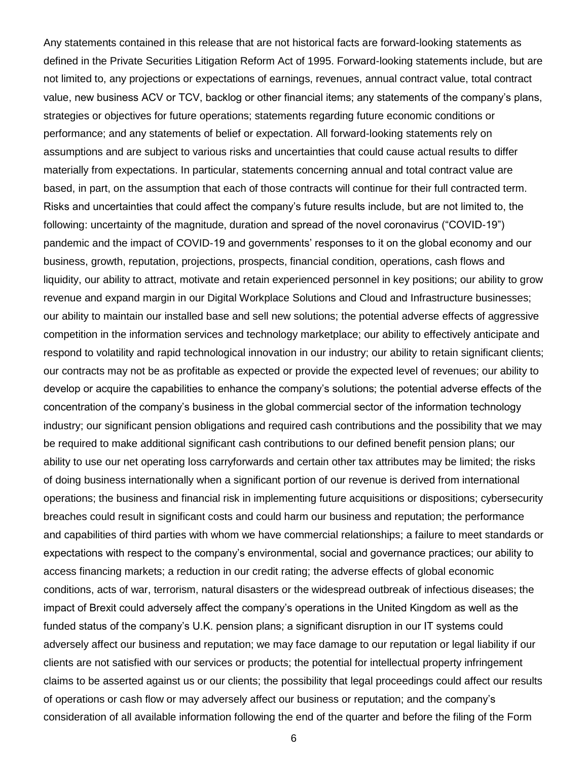Any statements contained in this release that are not historical facts are forward-looking statements as defined in the Private Securities Litigation Reform Act of 1995. Forward-looking statements include, but are not limited to, any projections or expectations of earnings, revenues, annual contract value, total contract value, new business ACV or TCV, backlog or other financial items; any statements of the company's plans, strategies or objectives for future operations; statements regarding future economic conditions or performance; and any statements of belief or expectation. All forward-looking statements rely on assumptions and are subject to various risks and uncertainties that could cause actual results to differ materially from expectations. In particular, statements concerning annual and total contract value are based, in part, on the assumption that each of those contracts will continue for their full contracted term. Risks and uncertainties that could affect the company's future results include, but are not limited to, the following: uncertainty of the magnitude, duration and spread of the novel coronavirus ("COVID-19") pandemic and the impact of COVID-19 and governments' responses to it on the global economy and our business, growth, reputation, projections, prospects, financial condition, operations, cash flows and liquidity, our ability to attract, motivate and retain experienced personnel in key positions; our ability to grow revenue and expand margin in our Digital Workplace Solutions and Cloud and Infrastructure businesses; our ability to maintain our installed base and sell new solutions; the potential adverse effects of aggressive competition in the information services and technology marketplace; our ability to effectively anticipate and respond to volatility and rapid technological innovation in our industry; our ability to retain significant clients; our contracts may not be as profitable as expected or provide the expected level of revenues; our ability to develop or acquire the capabilities to enhance the company's solutions; the potential adverse effects of the concentration of the company's business in the global commercial sector of the information technology industry; our significant pension obligations and required cash contributions and the possibility that we may be required to make additional significant cash contributions to our defined benefit pension plans; our ability to use our net operating loss carryforwards and certain other tax attributes may be limited; the risks of doing business internationally when a significant portion of our revenue is derived from international operations; the business and financial risk in implementing future acquisitions or dispositions; cybersecurity breaches could result in significant costs and could harm our business and reputation; the performance and capabilities of third parties with whom we have commercial relationships; a failure to meet standards or expectations with respect to the company's environmental, social and governance practices; our ability to access financing markets; a reduction in our credit rating; the adverse effects of global economic conditions, acts of war, terrorism, natural disasters or the widespread outbreak of infectious diseases; the impact of Brexit could adversely affect the company's operations in the United Kingdom as well as the funded status of the company's U.K. pension plans; a significant disruption in our IT systems could adversely affect our business and reputation; we may face damage to our reputation or legal liability if our clients are not satisfied with our services or products; the potential for intellectual property infringement claims to be asserted against us or our clients; the possibility that legal proceedings could affect our results of operations or cash flow or may adversely affect our business or reputation; and the company's consideration of all available information following the end of the quarter and before the filing of the Form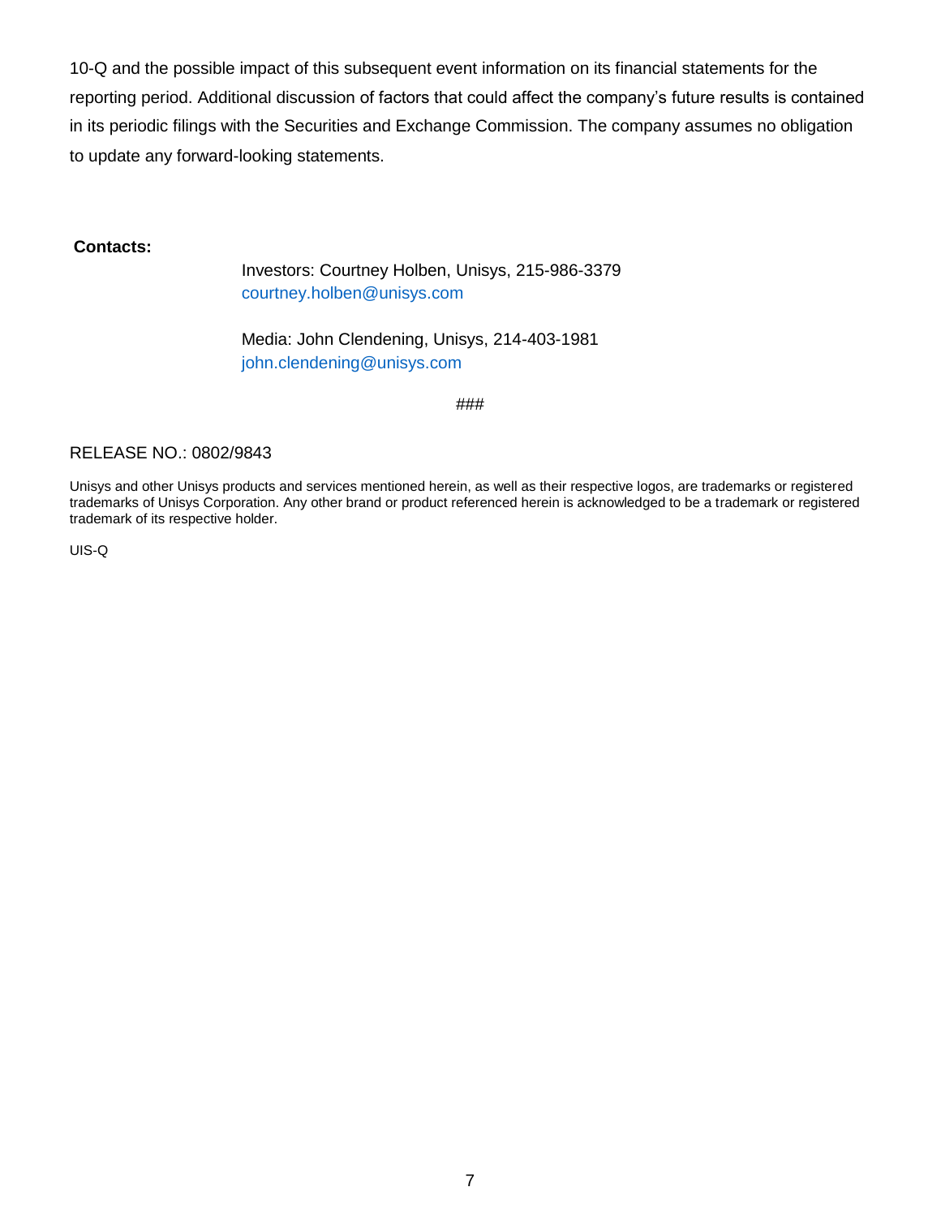10-Q and the possible impact of this subsequent event information on its financial statements for the reporting period. Additional discussion of factors that could affect the company's future results is contained in its periodic filings with the Securities and Exchange Commission. The company assumes no obligation to update any forward-looking statements.

**Contacts:**

Investors: Courtney Holben, Unisys, 215-986-3379
courtney.holben@unisys.com

Media: John Clendening, Unisys, 214-403-1981
john.clendening@unisys.com

###

RELEASE NO.: 0802/9843

Unisys and other Unisys products and services mentioned herein, as well as their respective logos, are trademarks or registered trademarks of Unisys Corporation. Any other brand or product referenced herein is acknowledged to be a trademark or registered trademark of its respective holder.

UIS-Q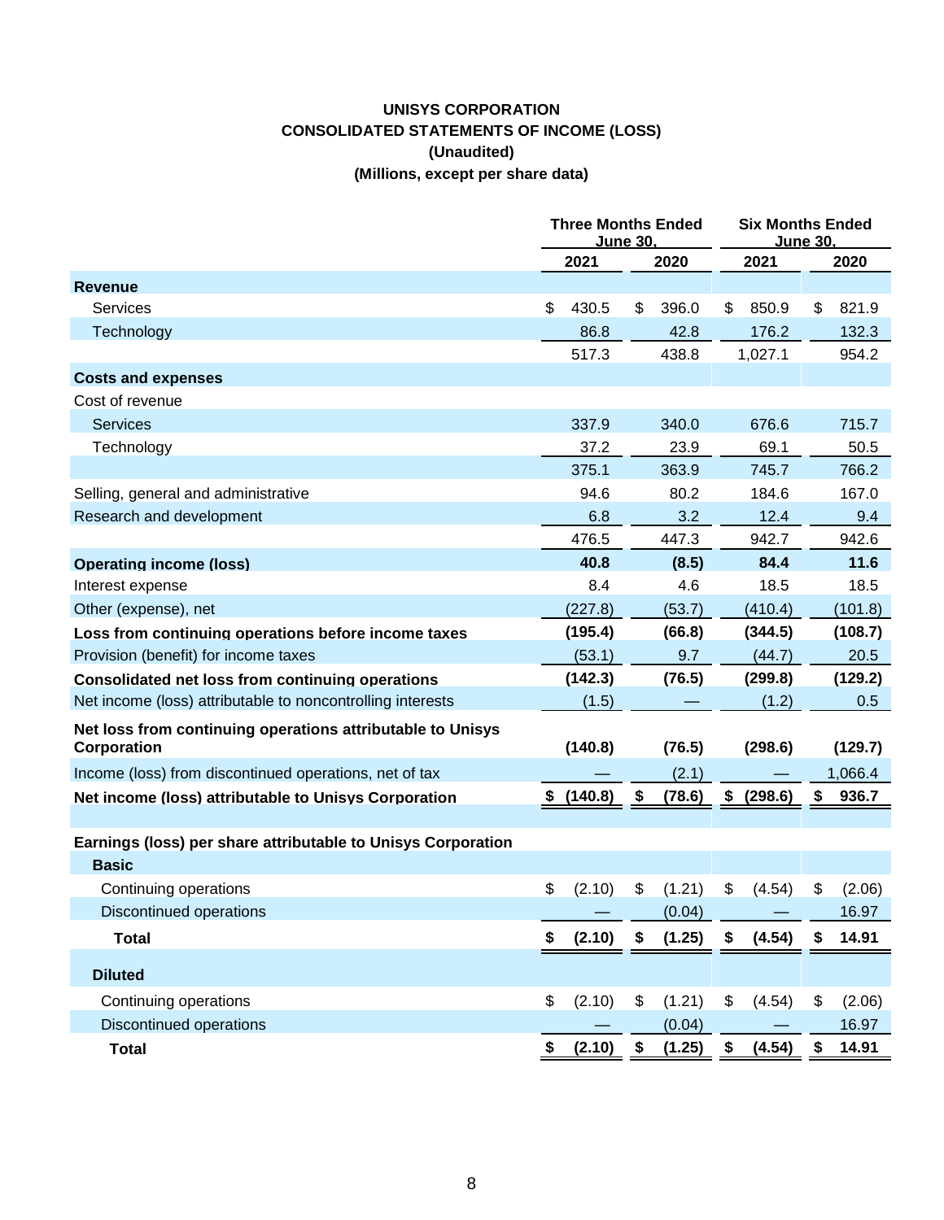# UNISYS CORPORATION
## CONSOLIDATED STATEMENTS OF INCOME (LOSS)
### (Unaudited)
### (Millions, except per share data)

| | Three Months Ended June 30, | | Six Months Ended June 30, | |
|---|---|---|---|---|
| | 2021 | 2020 | 2021 | 2020 |
| **Revenue** | | | | |
| Services | $ 430.5 | $ 396.0 | $ 850.9 | $ 821.9 |
| Technology | 86.8 | 42.8 | 176.2 | 132.3 |
| | 517.3 | 438.8 | 1,027.1 | 954.2 |
| **Costs and expenses** | | | | |
| Cost of revenue | | | | |
| Services | 337.9 | 340.0 | 676.6 | 715.7 |
| Technology | 37.2 | 23.9 | 69.1 | 50.5 |
| | 375.1 | 363.9 | 745.7 | 766.2 |
| Selling, general and administrative | 94.6 | 80.2 | 184.6 | 167.0 |
| Research and development | 6.8 | 3.2 | 12.4 | 9.4 |
| | 476.5 | 447.3 | 942.7 | 942.6 |
| **Operating income (loss)** | **40.8** | **(8.5)** | **84.4** | **11.6** |
| Interest expense | 8.4 | 4.6 | 18.5 | 18.5 |
| Other (expense), net | (227.8) | (53.7) | (410.4) | (101.8) |
| **Loss from continuing operations before income taxes** | **(195.4)** | **(66.8)** | **(344.5)** | **(108.7)** |
| Provision (benefit) for income taxes | (53.1) | 9.7 | (44.7) | 20.5 |
| **Consolidated net loss from continuing operations** | **(142.3)** | **(76.5)** | **(299.8)** | **(129.2)** |
| Net income (loss) attributable to noncontrolling interests | (1.5) | — | (1.2) | 0.5 |
| **Net loss from continuing operations attributable to Unisys Corporation** | **(140.8)** | **(76.5)** | **(298.6)** | **(129.7)** |
| Income (loss) from discontinued operations, net of tax | — | (2.1) | — | 1,066.4 |
| **Net income (loss) attributable to Unisys Corporation** | **$ (140.8)** | **$ (78.6)** | **$ (298.6)** | **$ 936.7** |
| **Earnings (loss) per share attributable to Unisys Corporation** | | | | |
| **Basic** | | | | |
| Continuing operations | $ (2.10) | $ (1.21) | $ (4.54) | $ (2.06) |
| Discontinued operations | — | (0.04) | — | 16.97 |
| **Total** | **$ (2.10)** | **$ (1.25)** | **$ (4.54)** | **$ 14.91** |
| **Diluted** | | | | |
| Continuing operations | $ (2.10) | $ (1.21) | $ (4.54) | $ (2.06) |
| Discontinued operations | — | (0.04) | — | 16.97 |
| **Total** | **$ (2.10)** | **$ (1.25)** | **$ (4.54)** | **$ 14.91** |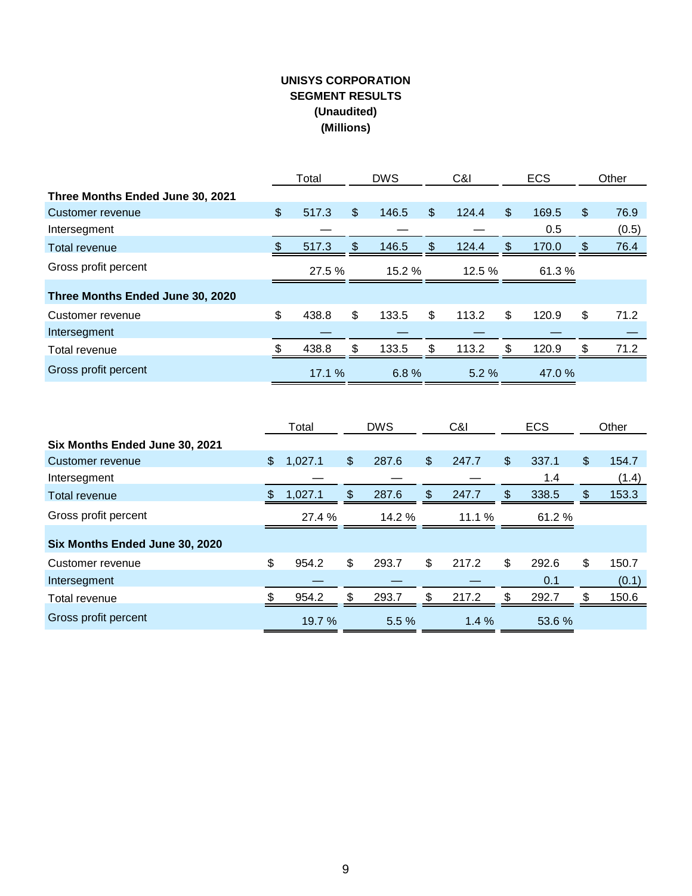**UNISYS CORPORATION**
**SEGMENT RESULTS**
**(Unaudited)**
**(Millions)**

| | Total | DWS | C&I | ECS | Other |
|---|---|---|---|---|---|
| **Three Months Ended June 30, 2021** | | | | | |
| Customer revenue | $ 517.3 | $ 146.5 | $ 124.4 | $ 169.5 | $ 76.9 |
| Intersegment | — | — | — | 0.5 | (0.5) |
| Total revenue | $ 517.3 | $ 146.5 | $ 124.4 | $ 170.0 | $ 76.4 |
| Gross profit percent | 27.5 % | 15.2 % | 12.5 % | 61.3 % | |
| **Three Months Ended June 30, 2020** | | | | | |
| Customer revenue | $ 438.8 | $ 133.5 | $ 113.2 | $ 120.9 | $ 71.2 |
| Intersegment | — | — | — | — | — |
| Total revenue | $ 438.8 | $ 133.5 | $ 113.2 | $ 120.9 | $ 71.2 |
| Gross profit percent | 17.1 % | 6.8 % | 5.2 % | 47.0 % | |

| | Total | DWS | C&I | ECS | Other |
|---|---|---|---|---|---|
| **Six Months Ended June 30, 2021** | | | | | |
| Customer revenue | $ 1,027.1 | $ 287.6 | $ 247.7 | $ 337.1 | $ 154.7 |
| Intersegment | — | — | — | 1.4 | (1.4) |
| Total revenue | $ 1,027.1 | $ 287.6 | $ 247.7 | $ 338.5 | $ 153.3 |
| Gross profit percent | 27.4 % | 14.2 % | 11.1 % | 61.2 % | |
| **Six Months Ended June 30, 2020** | | | | | |
| Customer revenue | $ 954.2 | $ 293.7 | $ 217.2 | $ 292.6 | $ 150.7 |
| Intersegment | — | — | — | 0.1 | (0.1) |
| Total revenue | $ 954.2 | $ 293.7 | $ 217.2 | $ 292.7 | $ 150.6 |
| Gross profit percent | 19.7 % | 5.5 % | 1.4 % | 53.6 % | |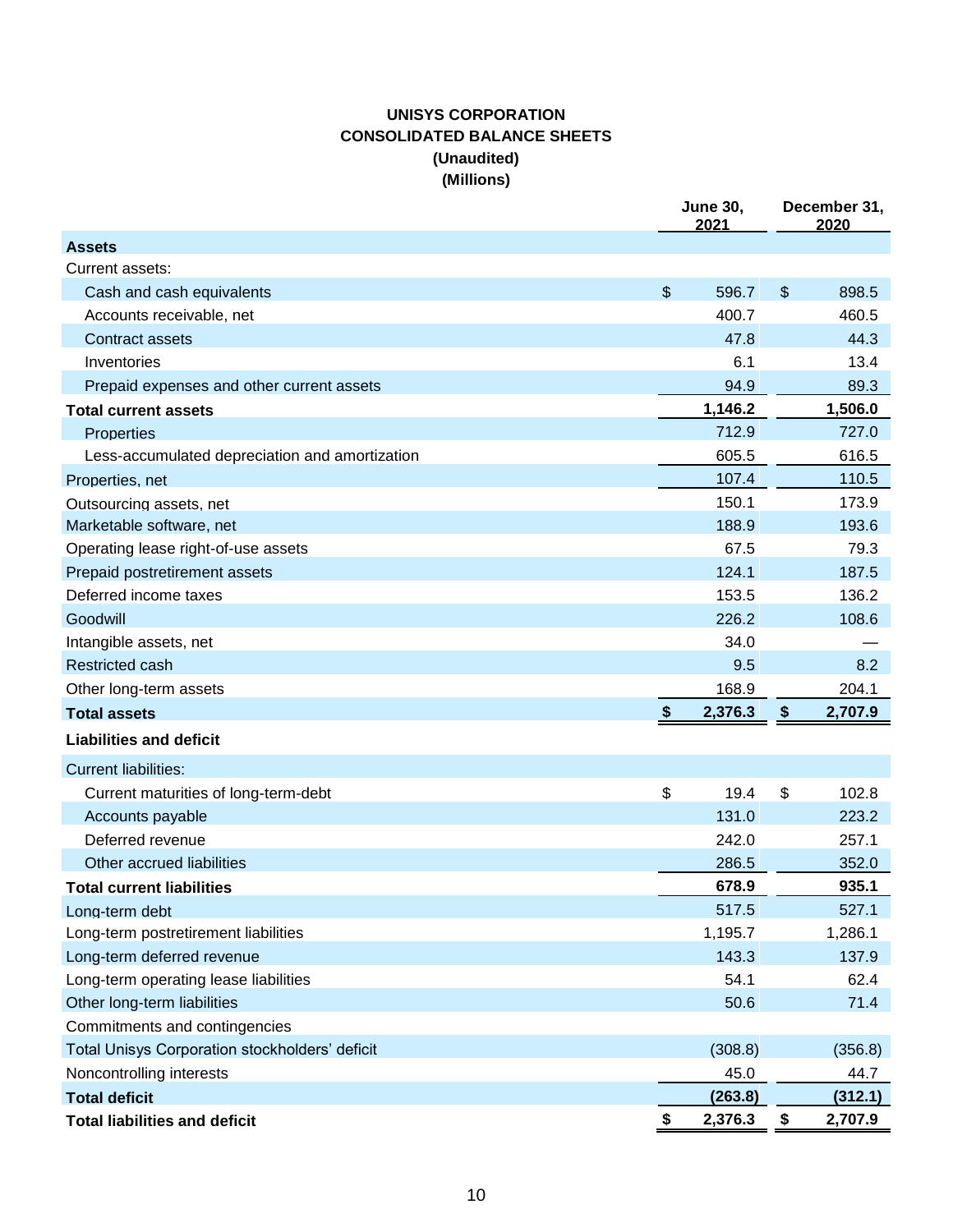# UNISYS CORPORATION
## CONSOLIDATED BALANCE SHEETS
### (Unaudited)
### (Millions)

| | June 30, 2021 | December 31, 2020 |
|---|---|---|
| **Assets** | | |
| Current assets: | | |
| Cash and cash equivalents | $ 596.7 | $ 898.5 |
| Accounts receivable, net | 400.7 | 460.5 |
| Contract assets | 47.8 | 44.3 |
| Inventories | 6.1 | 13.4 |
| Prepaid expenses and other current assets | 94.9 | 89.3 |
| **Total current assets** | **1,146.2** | **1,506.0** |
| Properties | 712.9 | 727.0 |
| Less-accumulated depreciation and amortization | 605.5 | 616.5 |
| Properties, net | 107.4 | 110.5 |
| Outsourcing assets, net | 150.1 | 173.9 |
| Marketable software, net | 188.9 | 193.6 |
| Operating lease right-of-use assets | 67.5 | 79.3 |
| Prepaid postretirement assets | 124.1 | 187.5 |
| Deferred income taxes | 153.5 | 136.2 |
| Goodwill | 226.2 | 108.6 |
| Intangible assets, net | 34.0 | — |
| Restricted cash | 9.5 | 8.2 |
| Other long-term assets | 168.9 | 204.1 |
| **Total assets** | **$ 2,376.3** | **$ 2,707.9** |
| **Liabilities and deficit** | | |
| Current liabilities: | | |
| Current maturities of long-term-debt | $ 19.4 | $ 102.8 |
| Accounts payable | 131.0 | 223.2 |
| Deferred revenue | 242.0 | 257.1 |
| Other accrued liabilities | 286.5 | 352.0 |
| **Total current liabilities** | **678.9** | **935.1** |
| Long-term debt | 517.5 | 527.1 |
| Long-term postretirement liabilities | 1,195.7 | 1,286.1 |
| Long-term deferred revenue | 143.3 | 137.9 |
| Long-term operating lease liabilities | 54.1 | 62.4 |
| Other long-term liabilities | 50.6 | 71.4 |
| Commitments and contingencies | | |
| Total Unisys Corporation stockholders' deficit | (308.8) | (356.8) |
| Noncontrolling interests | 45.0 | 44.7 |
| **Total deficit** | **(263.8)** | **(312.1)** |
| **Total liabilities and deficit** | **$ 2,376.3** | **$ 2,707.9** |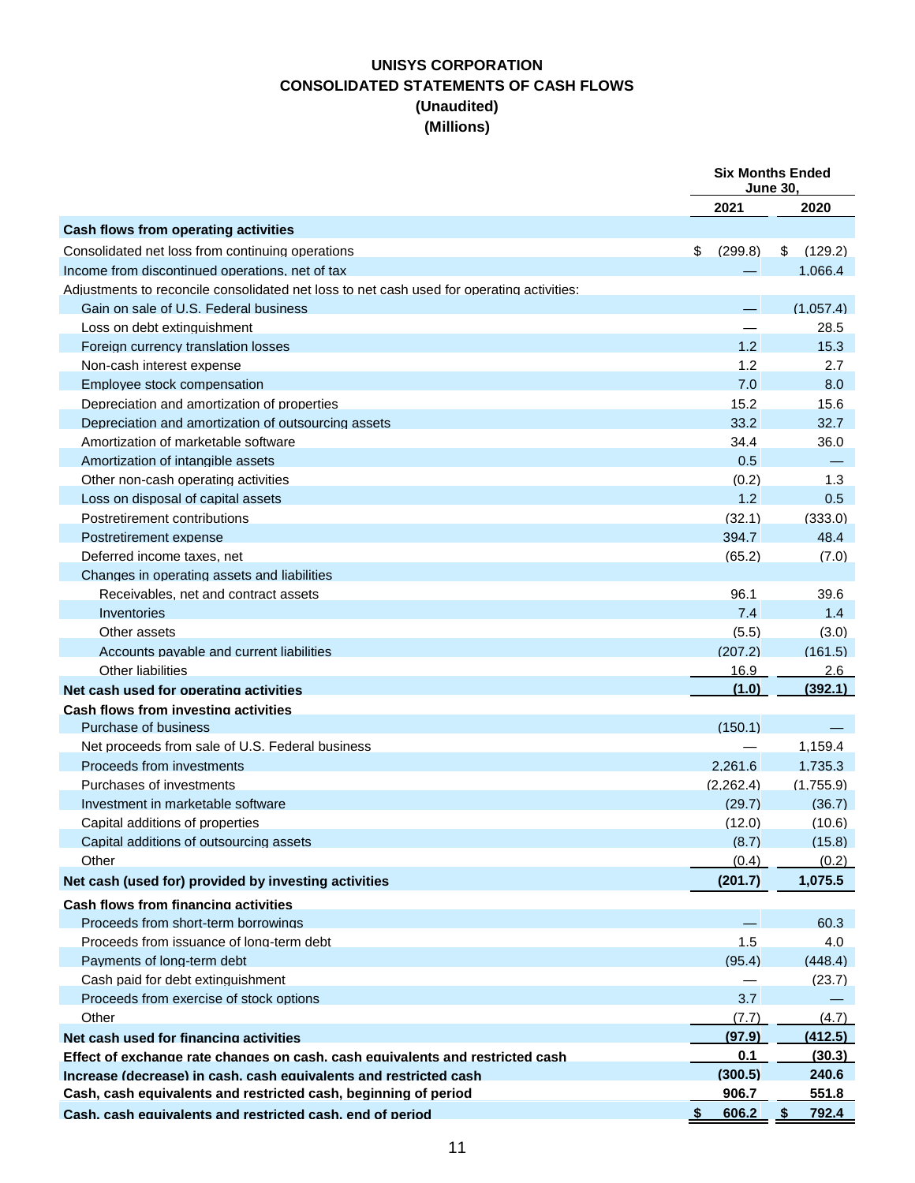# UNISYS CORPORATION
## CONSOLIDATED STATEMENTS OF CASH FLOWS
### (Unaudited)
### (Millions)

| | Six Months Ended June 30, | |
|---|---|---|
| | 2021 | 2020 |
| **Cash flows from operating activities** | | |
| Consolidated net loss from continuing operations | $ (299.8) | $ (129.2) |
| Income from discontinued operations, net of tax | — | 1,066.4 |
| Adjustments to reconcile consolidated net loss to net cash used for operating activities: | | |
| Gain on sale of U.S. Federal business | — | (1,057.4) |
| Loss on debt extinguishment | — | 28.5 |
| Foreign currency translation losses | 1.2 | 15.3 |
| Non-cash interest expense | 1.2 | 2.7 |
| Employee stock compensation | 7.0 | 8.0 |
| Depreciation and amortization of properties | 15.2 | 15.6 |
| Depreciation and amortization of outsourcing assets | 33.2 | 32.7 |
| Amortization of marketable software | 34.4 | 36.0 |
| Amortization of intangible assets | 0.5 | — |
| Other non-cash operating activities | (0.2) | 1.3 |
| Loss on disposal of capital assets | 1.2 | 0.5 |
| Postretirement contributions | (32.1) | (333.0) |
| Postretirement expense | 394.7 | 48.4 |
| Deferred income taxes, net | (65.2) | (7.0) |
| Changes in operating assets and liabilities | | |
| Receivables, net and contract assets | 96.1 | 39.6 |
| Inventories | 7.4 | 1.4 |
| Other assets | (5.5) | (3.0) |
| Accounts payable and current liabilities | (207.2) | (161.5) |
| Other liabilities | 16.9 | 2.6 |
| **Net cash used for operating activities** | **(1.0)** | **(392.1)** |
| **Cash flows from investing activities** | | |
| Purchase of business | (150.1) | — |
| Net proceeds from sale of U.S. Federal business | — | 1,159.4 |
| Proceeds from investments | 2,261.6 | 1,735.3 |
| Purchases of investments | (2,262.4) | (1,755.9) |
| Investment in marketable software | (29.7) | (36.7) |
| Capital additions of properties | (12.0) | (10.6) |
| Capital additions of outsourcing assets | (8.7) | (15.8) |
| Other | (0.4) | (0.2) |
| **Net cash (used for) provided by investing activities** | **(201.7)** | **1,075.5** |
| **Cash flows from financing activities** | | |
| Proceeds from short-term borrowings | — | 60.3 |
| Proceeds from issuance of long-term debt | 1.5 | 4.0 |
| Payments of long-term debt | (95.4) | (448.4) |
| Cash paid for debt extinguishment | — | (23.7) |
| Proceeds from exercise of stock options | 3.7 | — |
| Other | (7.7) | (4.7) |
| **Net cash used for financing activities** | **(97.9)** | **(412.5)** |
| **Effect of exchange rate changes on cash, cash equivalents and restricted cash** | **0.1** | **(30.3)** |
| **Increase (decrease) in cash, cash equivalents and restricted cash** | **(300.5)** | **240.6** |
| **Cash, cash equivalents and restricted cash, beginning of period** | **906.7** | **551.8** |
| **Cash, cash equivalents and restricted cash, end of period** | **$ 606.2** | **$ 792.4** |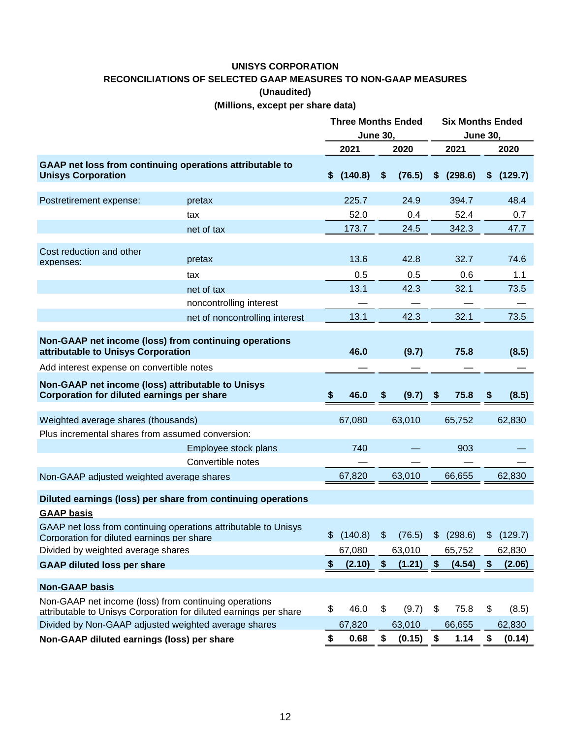# UNISYS CORPORATION

## RECONCILIATIONS OF SELECTED GAAP MEASURES TO NON-GAAP MEASURES

**(Unaudited)**

**(Millions, except per share data)**

| | | Three Months Ended June 30, | | Six Months Ended June 30, | |
|---|---|---|---|---|---|
| | | **2021** | **2020** | **2021** | **2020** |
| **GAAP net loss from continuing operations attributable to Unisys Corporation** | | **$ (140.8)** | **$ (76.5)** | **$ (298.6)** | **$ (129.7)** |
| Postretirement expense: | pretax | 225.7 | 24.9 | 394.7 | 48.4 |
| | tax | 52.0 | 0.4 | 52.4 | 0.7 |
| | net of tax | 173.7 | 24.5 | 342.3 | 47.7 |
| Cost reduction and other expenses: | pretax | 13.6 | 42.8 | 32.7 | 74.6 |
| | tax | 0.5 | 0.5 | 0.6 | 1.1 |
| | net of tax | 13.1 | 42.3 | 32.1 | 73.5 |
| | noncontrolling interest | — | — | — | — |
| | net of noncontrolling interest | 13.1 | 42.3 | 32.1 | 73.5 |
| **Non-GAAP net income (loss) from continuing operations attributable to Unisys Corporation** | | **46.0** | **(9.7)** | **75.8** | **(8.5)** |
| Add interest expense on convertible notes | | — | — | — | — |
| **Non-GAAP net income (loss) attributable to Unisys Corporation for diluted earnings per share** | | **$ 46.0** | **$ (9.7)** | **$ 75.8** | **$ (8.5)** |
| Weighted average shares (thousands) | | 67,080 | 63,010 | 65,752 | 62,830 |
| Plus incremental shares from assumed conversion: | | | | | |
| | Employee stock plans | 740 | — | 903 | — |
| | Convertible notes | — | — | — | — |
| Non-GAAP adjusted weighted average shares | | 67,820 | 63,010 | 66,655 | 62,830 |
| **Diluted earnings (loss) per share from continuing operations** | | | | | |
| **GAAP basis** | | | | | |
| GAAP net loss from continuing operations attributable to Unisys Corporation for diluted earnings per share | | $ (140.8) | $ (76.5) | $ (298.6) | $ (129.7) |
| Divided by weighted average shares | | 67,080 | 63,010 | 65,752 | 62,830 |
| **GAAP diluted loss per share** | | **$ (2.10)** | **$ (1.21)** | **$ (4.54)** | **$ (2.06)** |
| **Non-GAAP basis** | | | | | |
| Non-GAAP net income (loss) from continuing operations attributable to Unisys Corporation for diluted earnings per share | | $ 46.0 | $ (9.7) | $ 75.8 | $ (8.5) |
| Divided by Non-GAAP adjusted weighted average shares | | 67,820 | 63,010 | 66,655 | 62,830 |
| **Non-GAAP diluted earnings (loss) per share** | | **$ 0.68** | **$ (0.15)** | **$ 1.14** | **$ (0.14)** |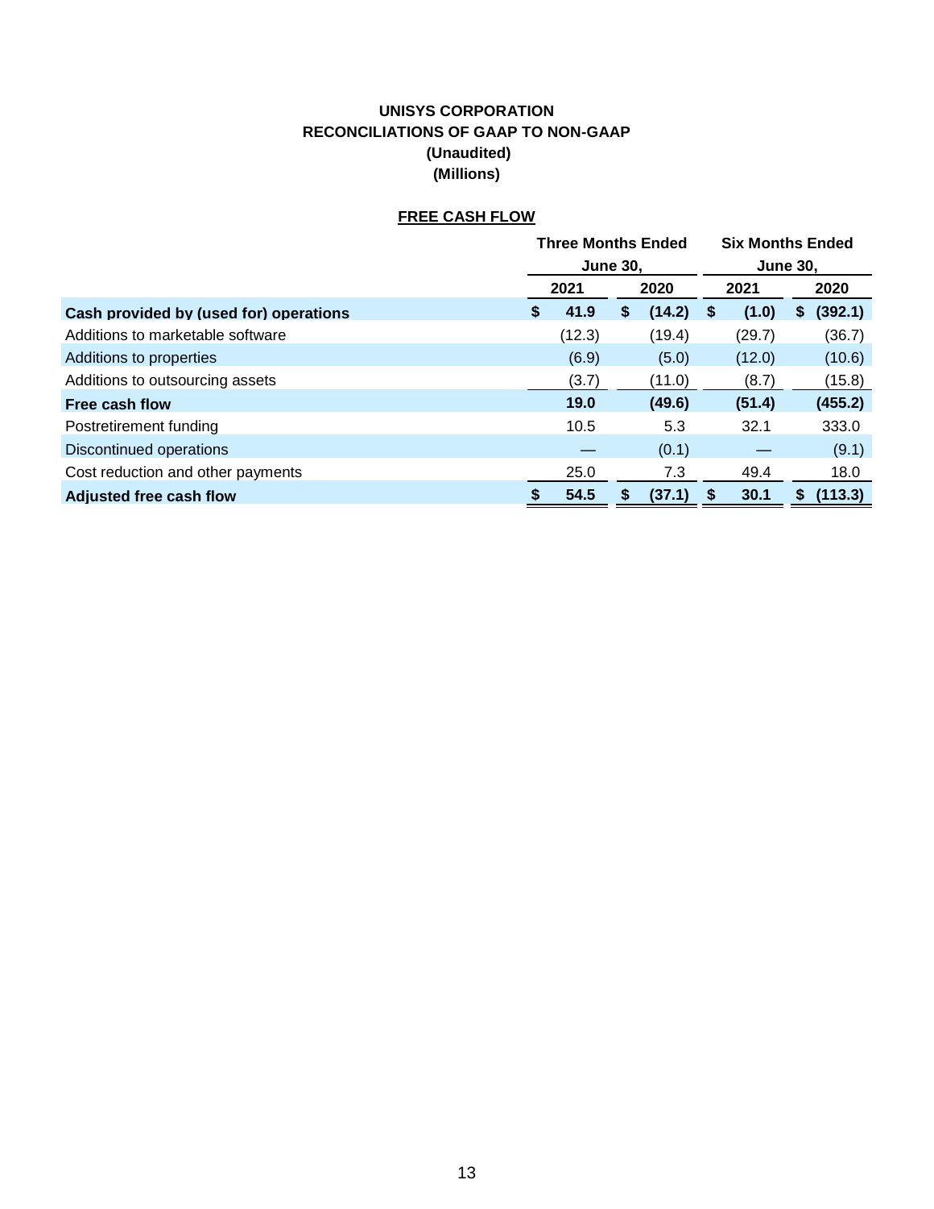**UNISYS CORPORATION**
**RECONCILIATIONS OF GAAP TO NON-GAAP**
**(Unaudited)**
**(Millions)**

**FREE CASH FLOW**

| | Three Months Ended June 30, | | Six Months Ended June 30, | |
|---|---|---|---|---|
| | 2021 | 2020 | 2021 | 2020 |
| **Cash provided by (used for) operations** | **$ 41.9** | **$ (14.2)** | **$ (1.0)** | **$ (392.1)** |
| Additions to marketable software | (12.3) | (19.4) | (29.7) | (36.7) |
| Additions to properties | (6.9) | (5.0) | (12.0) | (10.6) |
| Additions to outsourcing assets | (3.7) | (11.0) | (8.7) | (15.8) |
| **Free cash flow** | **19.0** | **(49.6)** | **(51.4)** | **(455.2)** |
| Postretirement funding | 10.5 | 5.3 | 32.1 | 333.0 |
| Discontinued operations | — | (0.1) | — | (9.1) |
| Cost reduction and other payments | 25.0 | 7.3 | 49.4 | 18.0 |
| **Adjusted free cash flow** | **$ 54.5** | **$ (37.1)** | **$ 30.1** | **$ (113.3)** |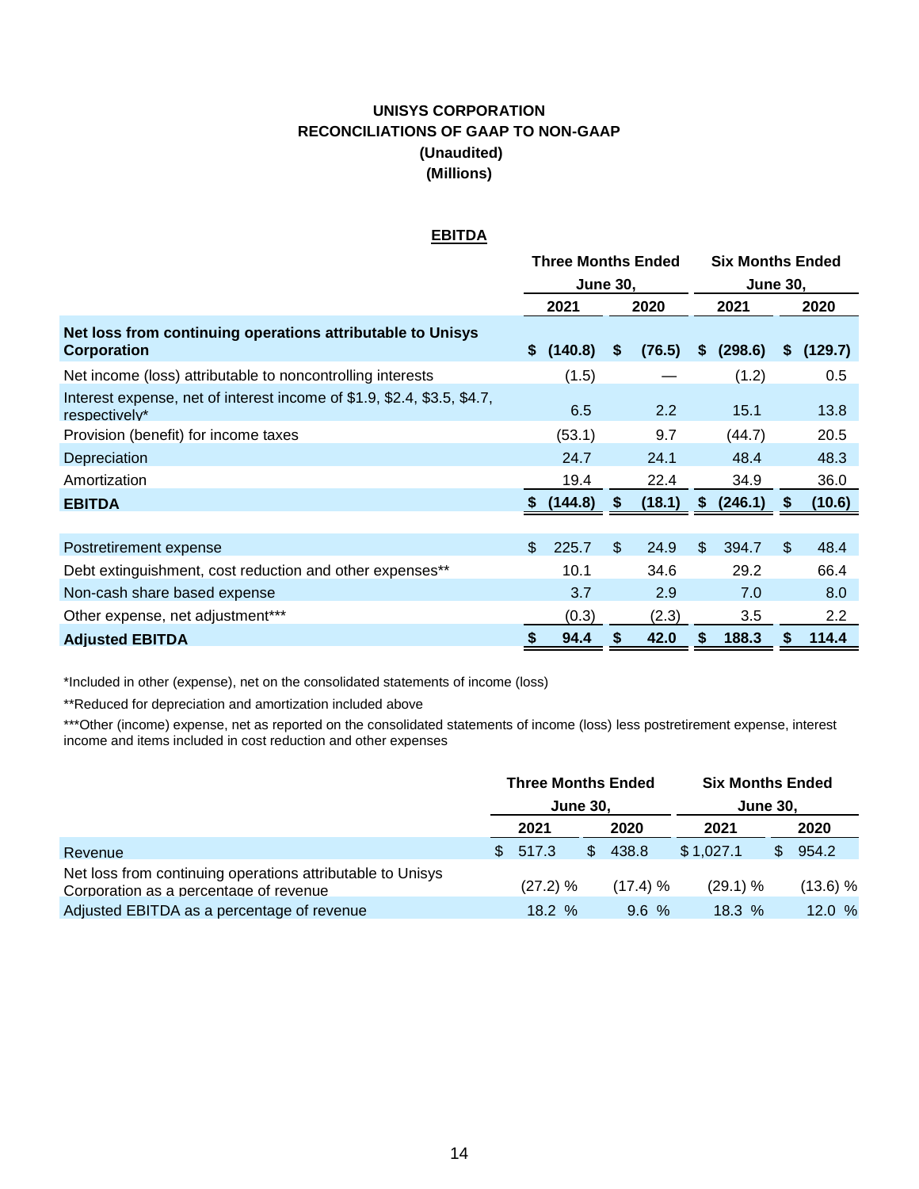# UNISYS CORPORATION
## RECONCILIATIONS OF GAAP TO NON-GAAP
**(Unaudited)**
**(Millions)**

### EBITDA

| | Three Months Ended June 30, | | Six Months Ended June 30, | |
|---|---|---|---|---|
| | 2021 | 2020 | 2021 | 2020 |
| **Net loss from continuing operations attributable to Unisys Corporation** | **$ (140.8)** | **$ (76.5)** | **$ (298.6)** | **$ (129.7)** |
| Net income (loss) attributable to noncontrolling interests | (1.5) | — | (1.2) | 0.5 |
| Interest expense, net of interest income of $1.9, $2.4, $3.5, $4.7, respectively* | 6.5 | 2.2 | 15.1 | 13.8 |
| Provision (benefit) for income taxes | (53.1) | 9.7 | (44.7) | 20.5 |
| Depreciation | 24.7 | 24.1 | 48.4 | 48.3 |
| Amortization | 19.4 | 22.4 | 34.9 | 36.0 |
| **EBITDA** | **$ (144.8)** | **$ (18.1)** | **$ (246.1)** | **$ (10.6)** |
| | | | | |
| Postretirement expense | $ 225.7 | $ 24.9 | $ 394.7 | $ 48.4 |
| Debt extinguishment, cost reduction and other expenses** | 10.1 | 34.6 | 29.2 | 66.4 |
| Non-cash share based expense | 3.7 | 2.9 | 7.0 | 8.0 |
| Other expense, net adjustment*** | (0.3) | (2.3) | 3.5 | 2.2 |
| **Adjusted EBITDA** | **$ 94.4** | **$ 42.0** | **$ 188.3** | **$ 114.4** |

*Included in other (expense), net on the consolidated statements of income (loss)

**Reduced for depreciation and amortization included above

***Other (income) expense, net as reported on the consolidated statements of income (loss) less postretirement expense, interest income and items included in cost reduction and other expenses

| | Three Months Ended June 30, | | Six Months Ended June 30, | |
|---|---|---|---|---|
| | 2021 | 2020 | 2021 | 2020 |
| Revenue | $ 517.3 | $ 438.8 | $ 1,027.1 | $ 954.2 |
| Net loss from continuing operations attributable to Unisys Corporation as a percentage of revenue | (27.2) % | (17.4) % | (29.1) % | (13.6) % |
| Adjusted EBITDA as a percentage of revenue | 18.2 % | 9.6 % | 18.3 % | 12.0 % |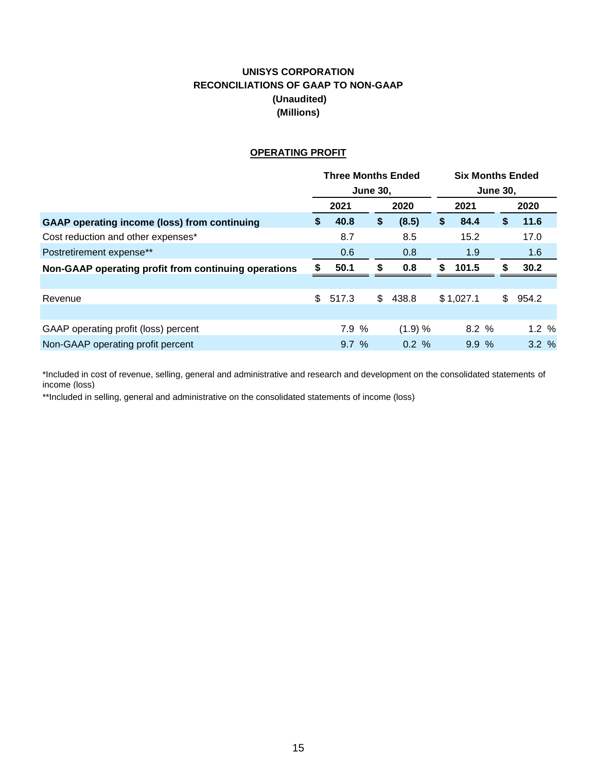**UNISYS CORPORATION**
**RECONCILIATIONS OF GAAP TO NON-GAAP**
**(Unaudited)**
**(Millions)**

**OPERATING PROFIT**

| | Three Months Ended June 30, | | Six Months Ended June 30, | |
|---|---|---|---|---|
| | 2021 | 2020 | 2021 | 2020 |
| **GAAP operating income (loss) from continuing** | **$ 40.8** | **$ (8.5)** | **$ 84.4** | **$ 11.6** |
| Cost reduction and other expenses* | 8.7 | 8.5 | 15.2 | 17.0 |
| Postretirement expense** | 0.6 | 0.8 | 1.9 | 1.6 |
| **Non-GAAP operating profit from continuing operations** | **$ 50.1** | **$ 0.8** | **$ 101.5** | **$ 30.2** |
| | | | | |
| Revenue | $ 517.3 | $ 438.8 | $ 1,027.1 | $ 954.2 |
| | | | | |
| GAAP operating profit (loss) percent | 7.9 % | (1.9) % | 8.2 % | 1.2 % |
| Non-GAAP operating profit percent | 9.7 % | 0.2 % | 9.9 % | 3.2 % |

*Included in cost of revenue, selling, general and administrative and research and development on the consolidated statements of income (loss)

**Included in selling, general and administrative on the consolidated statements of income (loss)